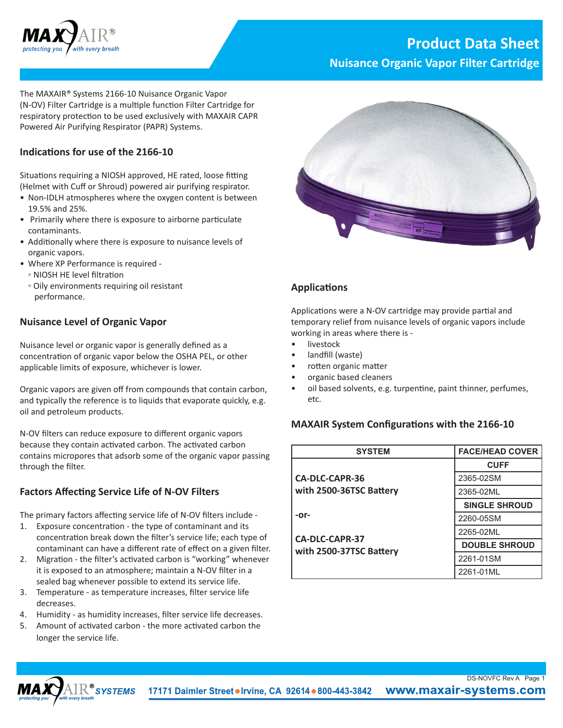# Product Data Sheet

## Nuisance Organic Vapor Filter Cartridge

The MAXAIR® Systems 2166-10 Nuisance Organic Vapor (N-OV) Filter Cartridge is a multiple function Filter Cartridge for respiratory protection to be used exclusively with MAXAIR CAPR Powered Air Purifying Respirator (PAPR) Systems.

### Indications for use of the 2166-10

Situations requiring a NIOSH approved, HE rated, loose fitting (Helmet with Cuff or Shroud) powered air purifying respirator.

- Non-IDLH atmospheres where the oxygen content is between 19.5% and 25%.
- Primarily where there is exposure to airborne particulate contaminants.
- Additionally where there is exposure to nuisance levels of organic vapors.
- Where XP Performance is required -
  - NIOSH HE level filtration
  - Oily environments requiring oil resistant performance.

### Nuisance Level of Organic Vapor

Nuisance level or organic vapor is generally defined as a concentration of organic vapor below the OSHA PEL, or other applicable limits of exposure, whichever is lower.

Organic vapors are given off from compounds that contain carbon, and typically the reference is to liquids that evaporate quickly, e.g. oil and petroleum products.

N-OV filters can reduce exposure to different organic vapors because they contain activated carbon. The activated carbon contains micropores that adsorb some of the organic vapor passing through the filter.

### Factors Affecting Service Life of N-OV Filters

The primary factors affecting service life of N-OV filters include -

1. Exposure concentration - the type of contaminant and its concentration break down the filter's service life; each type of contaminant can have a different rate of effect on a given filter.
2. Migration - the filter's activated carbon is "working" whenever it is exposed to an atmosphere; maintain a N-OV filter in a sealed bag whenever possible to extend its service life.
3. Temperature - as temperature increases, filter service life decreases.
4. Humidity - as humidity increases, filter service life decreases.
5. Amount of activated carbon - the more activated carbon the longer the service life.

### Applications

Applications were a N-OV cartridge may provide partial and temporary relief from nuisance levels of organic vapors include working in areas where there is -

- livestock
- landfill (waste)
- rotten organic matter
- organic based cleaners
- oil based solvents, e.g. turpentine, paint thinner, perfumes, etc.

### MAXAIR System Configurations with the 2166-10

| SYSTEM | FACE/HEAD COVER |
|---|---|
| **CA-DLC-CAPR-36 with 2500-36TSC Battery** -or- **CA-DLC-CAPR-37 with 2500-37TSC Battery** | **CUFF** |
| | 2365-02SM |
| | 2365-02ML |
| | **SINGLE SHROUD** |
| | 2260-05SM |
| | 2265-02ML |
| | **DOUBLE SHROUD** |
| | 2261-01SM |
| | 2261-01ML |

DS-NOVFC Rev A

MAXAIR® SYSTEMS 17171 Daimler Street • Irvine, CA 92614 • 800-443-3842 www.maxair-systems.com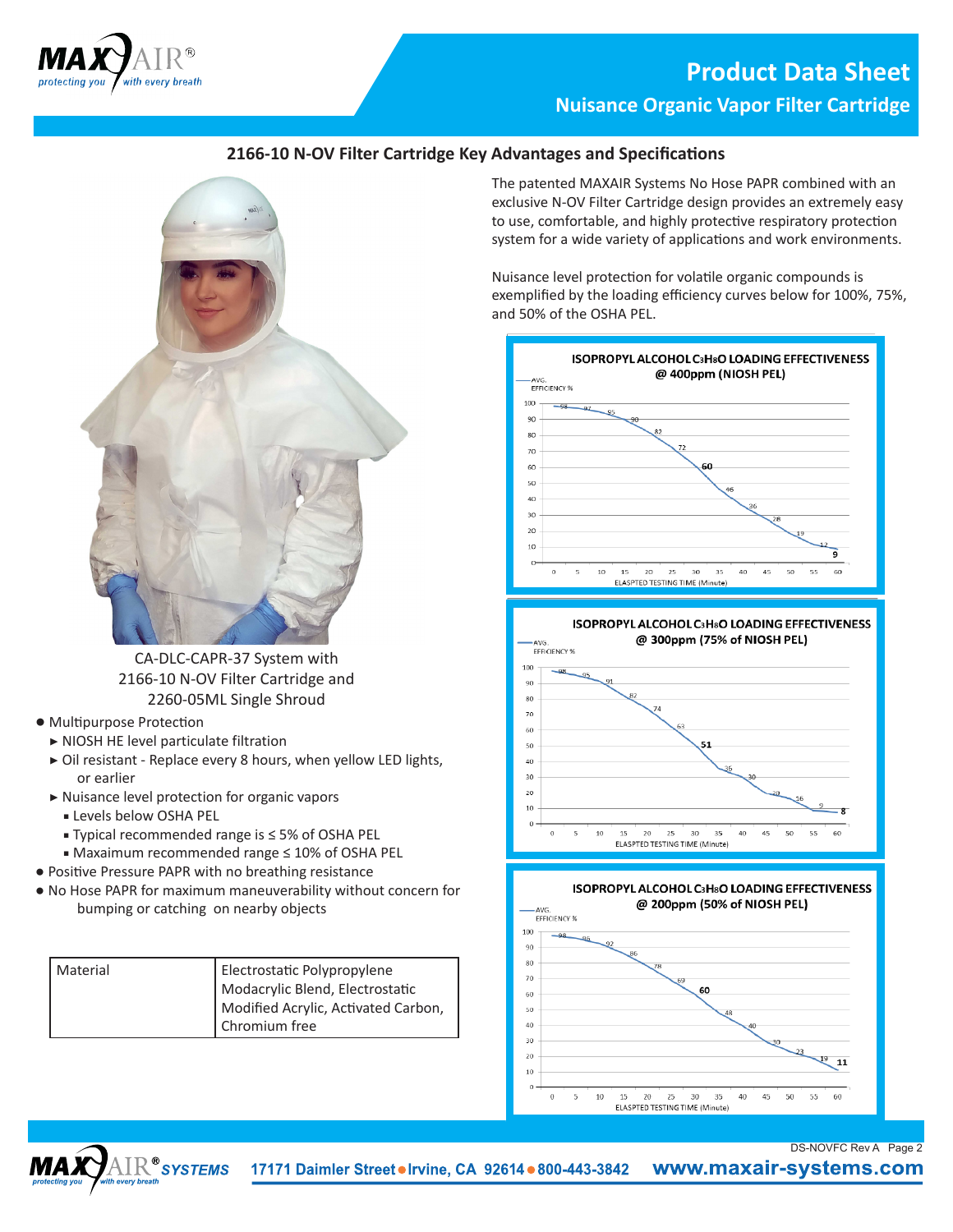# Product Data Sheet

## Nuisance Organic Vapor Filter Cartridge

### 2166-10 N-OV Filter Cartridge Key Advantages and Specifications

The patented MAXAIR Systems No Hose PAPR combined with an exclusive N-OV Filter Cartridge design provides an extremely easy to use, comfortable, and highly protective respiratory protection system for a wide variety of applications and work environments.

Nuisance level protection for volatile organic compounds is exemplified by the loading efficiency curves below for 100%, 75%, and 50% of the OSHA PEL.

CA-DLC-CAPR-37 System with 2166-10 N-OV Filter Cartridge and 2260-05ML Single Shroud

- Multipurpose Protection
  - NIOSH HE level particulate filtration
  - Oil resistant - Replace every 8 hours, when yellow LED lights, or earlier
  - Nuisance level protection for organic vapors
    - Levels below OSHA PEL
    - Typical recommended range is ≤ 5% of OSHA PEL
    - Maxaimum recommended range ≤ 10% of OSHA PEL
- Positive Pressure PAPR with no breathing resistance
- No Hose PAPR for maximum maneuverability without concern for bumping or catching on nearby objects

| | |
|---|---|
| Material | Electrostatic Polypropylene Modacrylic Blend, Electrostatic Modified Acrylic, Activated Carbon, Chromium free |

**ISOPROPYL ALCOHOL $C_3H_8O$ LOADING EFFECTIVENESS @ 400ppm (NIOSH PEL)**

AVG. EFFICIENCY %

98, 97, 95, 90, 82, 72, 60, 46, 36, 28, 19, 12, 9

ELASPTED TESTING TIME (Minute)

**ISOPROPYL ALCOHOL $C_3H_8O$ LOADING EFFECTIVENESS @ 300ppm (75% of NIOSH PEL)**

AVG. EFFICIENCY %

98, 95, 91, 82, 74, 63, 51, 36, 30, 20, 16, 9, 8

ELASPTED TESTING TIME (Minute)

**ISOPROPYL ALCOHOL $C_3H_8O$ LOADING EFFECTIVENESS @ 200ppm (50% of NIOSH PEL)**

AVG. EFFICIENCY %

98, 96, 92, 86, 78, 69, 60, 48, 40, 30, 23, 19, 11

ELASPTED TESTING TIME (Minute)

DS-NOVFC Rev A

17171 Daimler Street • Irvine, CA 92614 • 800-443-3842 www.maxair-systems.com